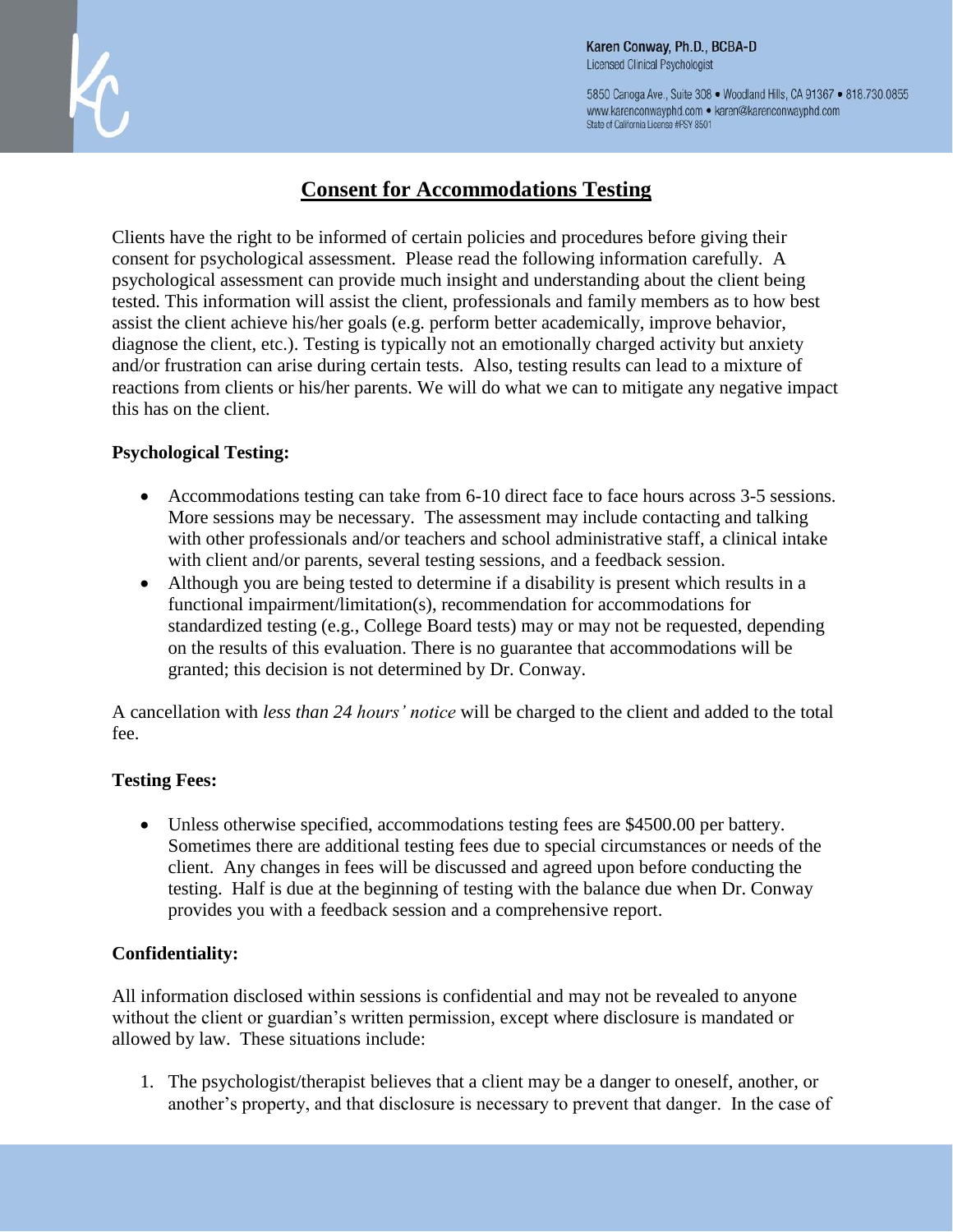Karen Conway, Ph.D., BCBA-D
Licensed Clinical Psychologist

5850 Canoga Ave., Suite 308 • Woodland Hills, CA 91367 • 818.730.0855
www.karenconwayphd.com • karen@karenconwayphd.com
State of California License #PSY 8501

# Consent for Accommodations Testing

Clients have the right to be informed of certain policies and procedures before giving their consent for psychological assessment. Please read the following information carefully. A psychological assessment can provide much insight and understanding about the client being tested. This information will assist the client, professionals and family members as to how best assist the client achieve his/her goals (e.g. perform better academically, improve behavior, diagnose the client, etc.). Testing is typically not an emotionally charged activity but anxiety and/or frustration can arise during certain tests. Also, testing results can lead to a mixture of reactions from clients or his/her parents. We will do what we can to mitigate any negative impact this has on the client.

**Psychological Testing:**

- Accommodations testing can take from 6-10 direct face to face hours across 3-5 sessions. More sessions may be necessary. The assessment may include contacting and talking with other professionals and/or teachers and school administrative staff, a clinical intake with client and/or parents, several testing sessions, and a feedback session.
- Although you are being tested to determine if a disability is present which results in a functional impairment/limitation(s), recommendation for accommodations for standardized testing (e.g., College Board tests) may or may not be requested, depending on the results of this evaluation. There is no guarantee that accommodations will be granted; this decision is not determined by Dr. Conway.

A cancellation with *less than 24 hours' notice* will be charged to the client and added to the total fee.

**Testing Fees:**

- Unless otherwise specified, accommodations testing fees are $4500.00 per battery. Sometimes there are additional testing fees due to special circumstances or needs of the client. Any changes in fees will be discussed and agreed upon before conducting the testing. Half is due at the beginning of testing with the balance due when Dr. Conway provides you with a feedback session and a comprehensive report.

**Confidentiality:**

All information disclosed within sessions is confidential and may not be revealed to anyone without the client or guardian's written permission, except where disclosure is mandated or allowed by law. These situations include:

1. The psychologist/therapist believes that a client may be a danger to oneself, another, or another's property, and that disclosure is necessary to prevent that danger. In the case of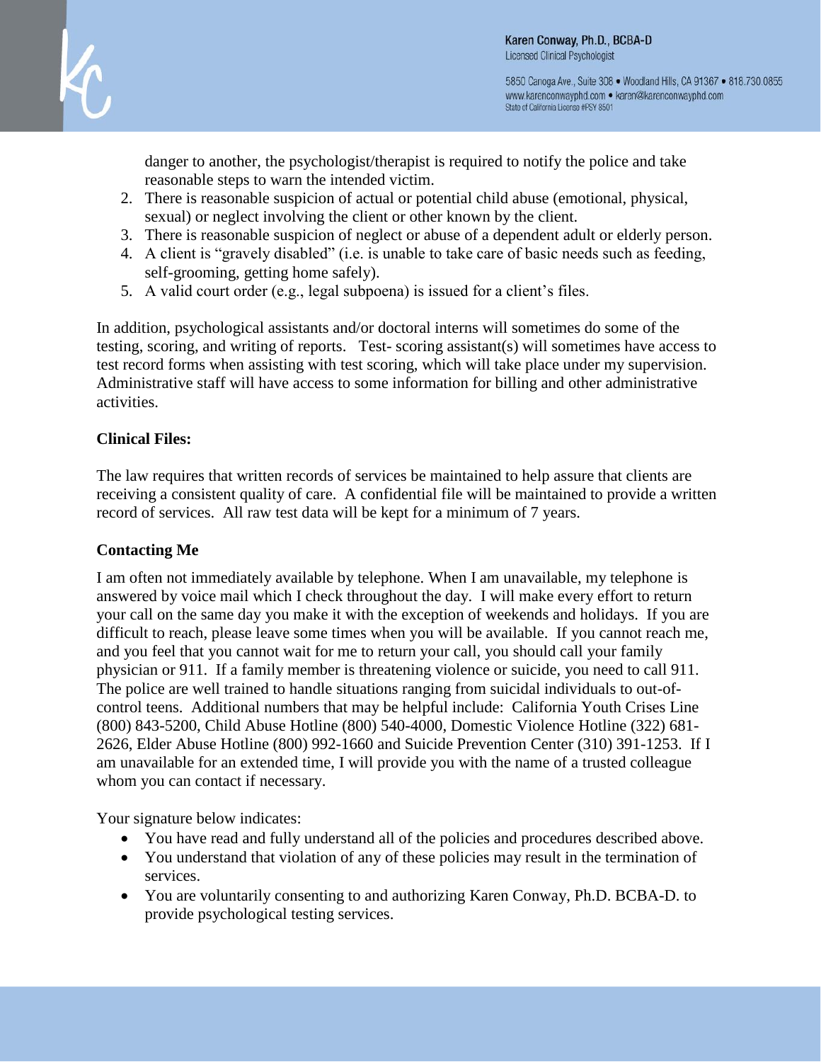danger to another, the psychologist/therapist is required to notify the police and take reasonable steps to warn the intended victim.

2. There is reasonable suspicion of actual or potential child abuse (emotional, physical, sexual) or neglect involving the client or other known by the client.
3. There is reasonable suspicion of neglect or abuse of a dependent adult or elderly person.
4. A client is "gravely disabled" (i.e. is unable to take care of basic needs such as feeding, self-grooming, getting home safely).
5. A valid court order (e.g., legal subpoena) is issued for a client's files.

In addition, psychological assistants and/or doctoral interns will sometimes do some of the testing, scoring, and writing of reports. Test- scoring assistant(s) will sometimes have access to test record forms when assisting with test scoring, which will take place under my supervision. Administrative staff will have access to some information for billing and other administrative activities.

**Clinical Files:**

The law requires that written records of services be maintained to help assure that clients are receiving a consistent quality of care. A confidential file will be maintained to provide a written record of services. All raw test data will be kept for a minimum of 7 years.

**Contacting Me**

I am often not immediately available by telephone. When I am unavailable, my telephone is answered by voice mail which I check throughout the day. I will make every effort to return your call on the same day you make it with the exception of weekends and holidays. If you are difficult to reach, please leave some times when you will be available. If you cannot reach me, and you feel that you cannot wait for me to return your call, you should call your family physician or 911. If a family member is threatening violence or suicide, you need to call 911. The police are well trained to handle situations ranging from suicidal individuals to out-of-control teens. Additional numbers that may be helpful include: California Youth Crises Line (800) 843-5200, Child Abuse Hotline (800) 540-4000, Domestic Violence Hotline (322) 681-2626, Elder Abuse Hotline (800) 992-1660 and Suicide Prevention Center (310) 391-1253. If I am unavailable for an extended time, I will provide you with the name of a trusted colleague whom you can contact if necessary.

Your signature below indicates:

- You have read and fully understand all of the policies and procedures described above.
- You understand that violation of any of these policies may result in the termination of services.
- You are voluntarily consenting to and authorizing Karen Conway, Ph.D. BCBA-D. to provide psychological testing services.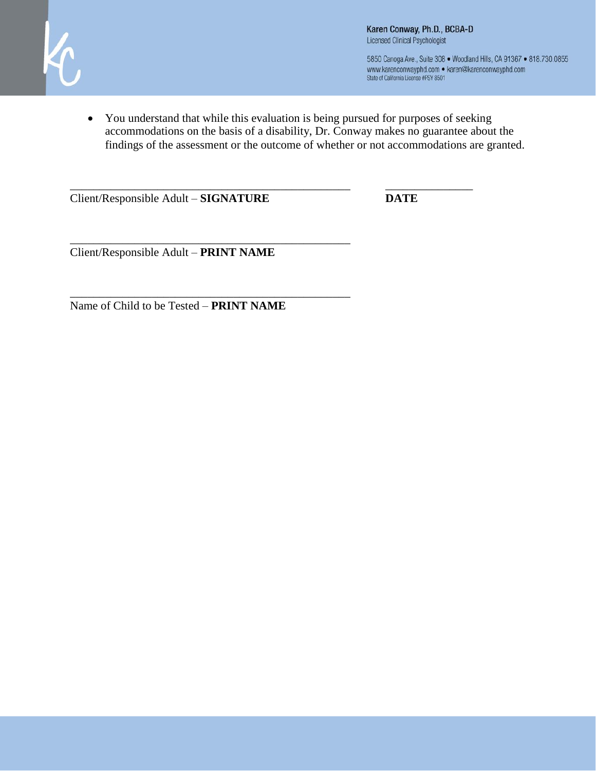- You understand that while this evaluation is being pursued for purposes of seeking accommodations on the basis of a disability, Dr. Conway makes no guarantee about the findings of the assessment or the outcome of whether or not accommodations are granted.

_______________________________________________ &nbsp;&nbsp;&nbsp;&nbsp; ______________

Client/Responsible Adult – **SIGNATURE** &nbsp;&nbsp;&nbsp;&nbsp; **DATE**

_______________________________________________

Client/Responsible Adult – **PRINT NAME**

_______________________________________________

Name of Child to be Tested – **PRINT NAME**